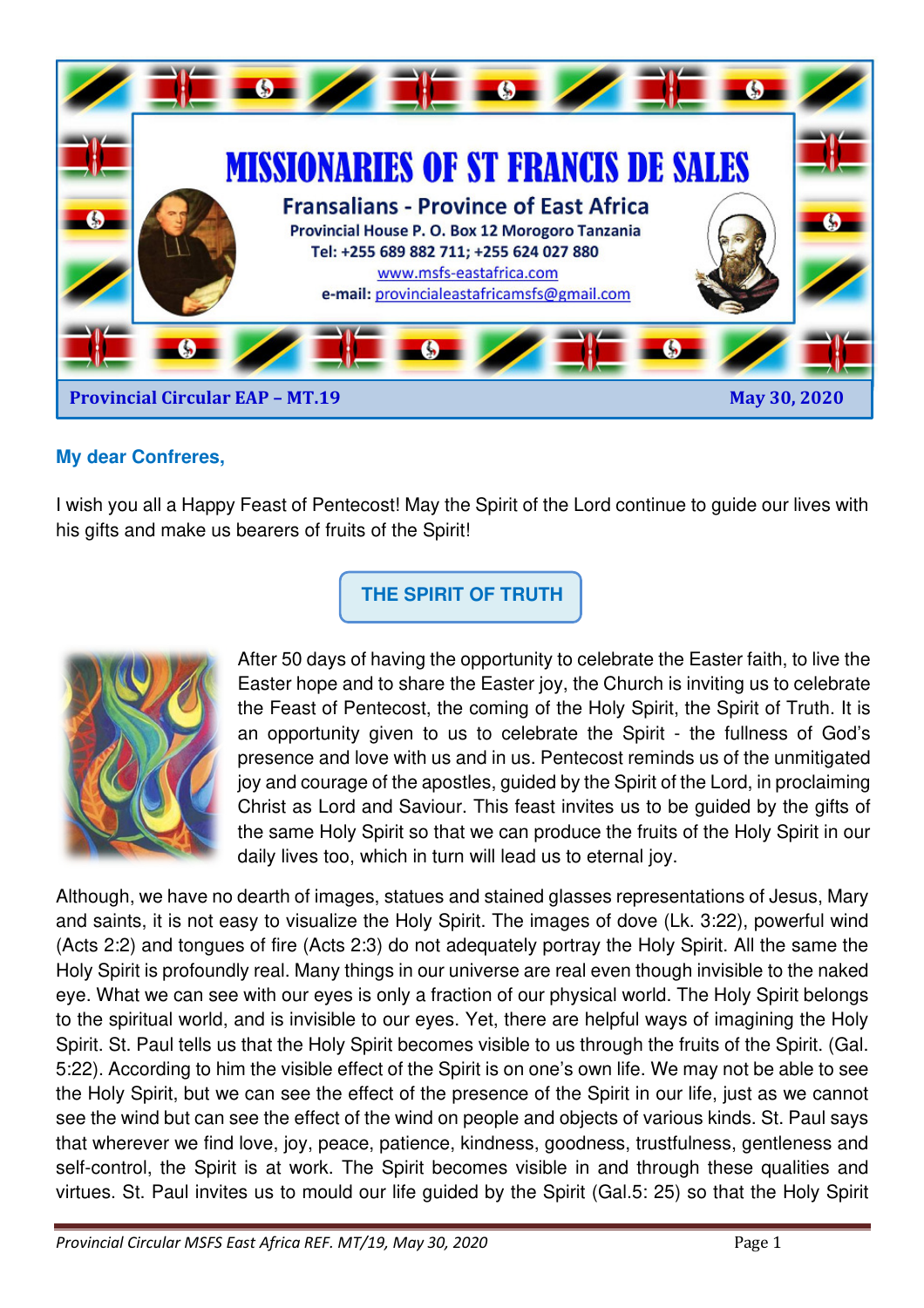# MISSIONARIES OF ST FRANCIS DE SALES

**Fransalians - Province of East Africa**

Provincial House P. O. Box 12 Morogoro Tanzania

Tel: +255 689 882 711; +255 624 027 880

www.msfs-eastafrica.com

e-mail: provincialeastafricamsfs@gmail.com

**Provincial Circular EAP – MT.19** **May 30, 2020**

**My dear Confreres,**

I wish you all a Happy Feast of Pentecost! May the Spirit of the Lord continue to guide our lives with his gifts and make us bearers of fruits of the Spirit!

## THE SPIRIT OF TRUTH

After 50 days of having the opportunity to celebrate the Easter faith, to live the Easter hope and to share the Easter joy, the Church is inviting us to celebrate the Feast of Pentecost, the coming of the Holy Spirit, the Spirit of Truth. It is an opportunity given to us to celebrate the Spirit - the fullness of God's presence and love with us and in us. Pentecost reminds us of the unmitigated joy and courage of the apostles, guided by the Spirit of the Lord, in proclaiming Christ as Lord and Saviour. This feast invites us to be guided by the gifts of the same Holy Spirit so that we can produce the fruits of the Holy Spirit in our daily lives too, which in turn will lead us to eternal joy.

Although, we have no dearth of images, statues and stained glasses representations of Jesus, Mary and saints, it is not easy to visualize the Holy Spirit. The images of dove (Lk. 3:22), powerful wind (Acts 2:2) and tongues of fire (Acts 2:3) do not adequately portray the Holy Spirit. All the same the Holy Spirit is profoundly real. Many things in our universe are real even though invisible to the naked eye. What we can see with our eyes is only a fraction of our physical world. The Holy Spirit belongs to the spiritual world, and is invisible to our eyes. Yet, there are helpful ways of imagining the Holy Spirit. St. Paul tells us that the Holy Spirit becomes visible to us through the fruits of the Spirit. (Gal. 5:22). According to him the visible effect of the Spirit is on one's own life. We may not be able to see the Holy Spirit, but we can see the effect of the presence of the Spirit in our life, just as we cannot see the wind but can see the effect of the wind on people and objects of various kinds. St. Paul says that wherever we find love, joy, peace, patience, kindness, goodness, trustfulness, gentleness and self-control, the Spirit is at work. The Spirit becomes visible in and through these qualities and virtues. St. Paul invites us to mould our life guided by the Spirit (Gal.5: 25) so that the Holy Spirit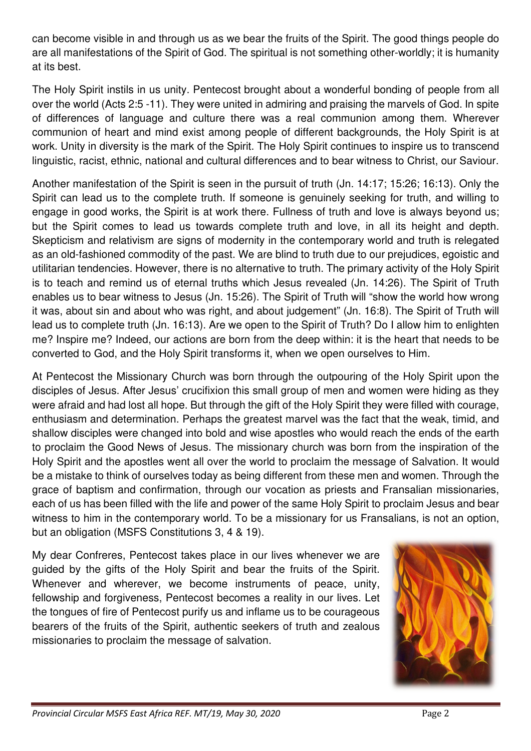can become visible in and through us as we bear the fruits of the Spirit. The good things people do are all manifestations of the Spirit of God. The spiritual is not something other-worldly; it is humanity at its best.

The Holy Spirit instils in us unity. Pentecost brought about a wonderful bonding of people from all over the world (Acts 2:5 -11). They were united in admiring and praising the marvels of God. In spite of differences of language and culture there was a real communion among them. Wherever communion of heart and mind exist among people of different backgrounds, the Holy Spirit is at work. Unity in diversity is the mark of the Spirit. The Holy Spirit continues to inspire us to transcend linguistic, racist, ethnic, national and cultural differences and to bear witness to Christ, our Saviour.

Another manifestation of the Spirit is seen in the pursuit of truth (Jn. 14:17; 15:26; 16:13). Only the Spirit can lead us to the complete truth. If someone is genuinely seeking for truth, and willing to engage in good works, the Spirit is at work there. Fullness of truth and love is always beyond us; but the Spirit comes to lead us towards complete truth and love, in all its height and depth. Skepticism and relativism are signs of modernity in the contemporary world and truth is relegated as an old-fashioned commodity of the past. We are blind to truth due to our prejudices, egoistic and utilitarian tendencies. However, there is no alternative to truth. The primary activity of the Holy Spirit is to teach and remind us of eternal truths which Jesus revealed (Jn. 14:26). The Spirit of Truth enables us to bear witness to Jesus (Jn. 15:26). The Spirit of Truth will "show the world how wrong it was, about sin and about who was right, and about judgement" (Jn. 16:8). The Spirit of Truth will lead us to complete truth (Jn. 16:13). Are we open to the Spirit of Truth? Do I allow him to enlighten me? Inspire me? Indeed, our actions are born from the deep within: it is the heart that needs to be converted to God, and the Holy Spirit transforms it, when we open ourselves to Him.

At Pentecost the Missionary Church was born through the outpouring of the Holy Spirit upon the disciples of Jesus. After Jesus' crucifixion this small group of men and women were hiding as they were afraid and had lost all hope. But through the gift of the Holy Spirit they were filled with courage, enthusiasm and determination. Perhaps the greatest marvel was the fact that the weak, timid, and shallow disciples were changed into bold and wise apostles who would reach the ends of the earth to proclaim the Good News of Jesus. The missionary church was born from the inspiration of the Holy Spirit and the apostles went all over the world to proclaim the message of Salvation. It would be a mistake to think of ourselves today as being different from these men and women. Through the grace of baptism and confirmation, through our vocation as priests and Fransalian missionaries, each of us has been filled with the life and power of the same Holy Spirit to proclaim Jesus and bear witness to him in the contemporary world. To be a missionary for us Fransalians, is not an option, but an obligation (MSFS Constitutions 3, 4 & 19).

My dear Confreres, Pentecost takes place in our lives whenever we are guided by the gifts of the Holy Spirit and bear the fruits of the Spirit. Whenever and wherever, we become instruments of peace, unity, fellowship and forgiveness, Pentecost becomes a reality in our lives. Let the tongues of fire of Pentecost purify us and inflame us to be courageous bearers of the fruits of the Spirit, authentic seekers of truth and zealous missionaries to proclaim the message of salvation.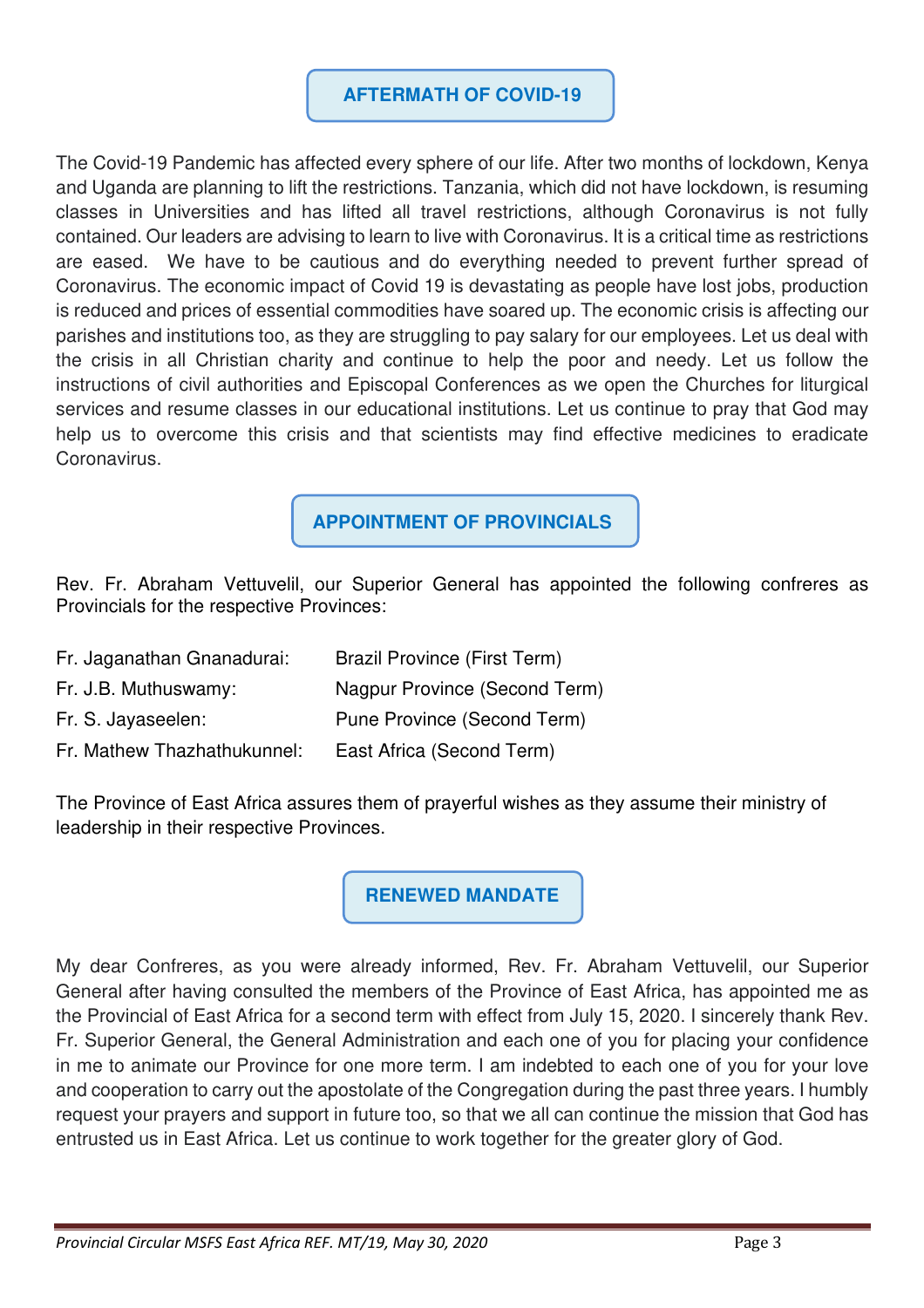## AFTERMATH OF COVID-19

The Covid-19 Pandemic has affected every sphere of our life. After two months of lockdown, Kenya and Uganda are planning to lift the restrictions. Tanzania, which did not have lockdown, is resuming classes in Universities and has lifted all travel restrictions, although Coronavirus is not fully contained. Our leaders are advising to learn to live with Coronavirus. It is a critical time as restrictions are eased. We have to be cautious and do everything needed to prevent further spread of Coronavirus. The economic impact of Covid 19 is devastating as people have lost jobs, production is reduced and prices of essential commodities have soared up. The economic crisis is affecting our parishes and institutions too, as they are struggling to pay salary for our employees. Let us deal with the crisis in all Christian charity and continue to help the poor and needy. Let us follow the instructions of civil authorities and Episcopal Conferences as we open the Churches for liturgical services and resume classes in our educational institutions. Let us continue to pray that God may help us to overcome this crisis and that scientists may find effective medicines to eradicate Coronavirus.

## APPOINTMENT OF PROVINCIALS

Rev. Fr. Abraham Vettuvelil, our Superior General has appointed the following confreres as Provincials for the respective Provinces:

| | |
|---|---|
| Fr. Jaganathan Gnanadurai: | Brazil Province (First Term) |
| Fr. J.B. Muthuswamy: | Nagpur Province (Second Term) |
| Fr. S. Jayaseelen: | Pune Province (Second Term) |
| Fr. Mathew Thazhathukunnel: | East Africa (Second Term) |

The Province of East Africa assures them of prayerful wishes as they assume their ministry of leadership in their respective Provinces.

## RENEWED MANDATE

My dear Confreres, as you were already informed, Rev. Fr. Abraham Vettuvelil, our Superior General after having consulted the members of the Province of East Africa, has appointed me as the Provincial of East Africa for a second term with effect from July 15, 2020. I sincerely thank Rev. Fr. Superior General, the General Administration and each one of you for placing your confidence in me to animate our Province for one more term. I am indebted to each one of you for your love and cooperation to carry out the apostolate of the Congregation during the past three years. I humbly request your prayers and support in future too, so that we all can continue the mission that God has entrusted us in East Africa. Let us continue to work together for the greater glory of God.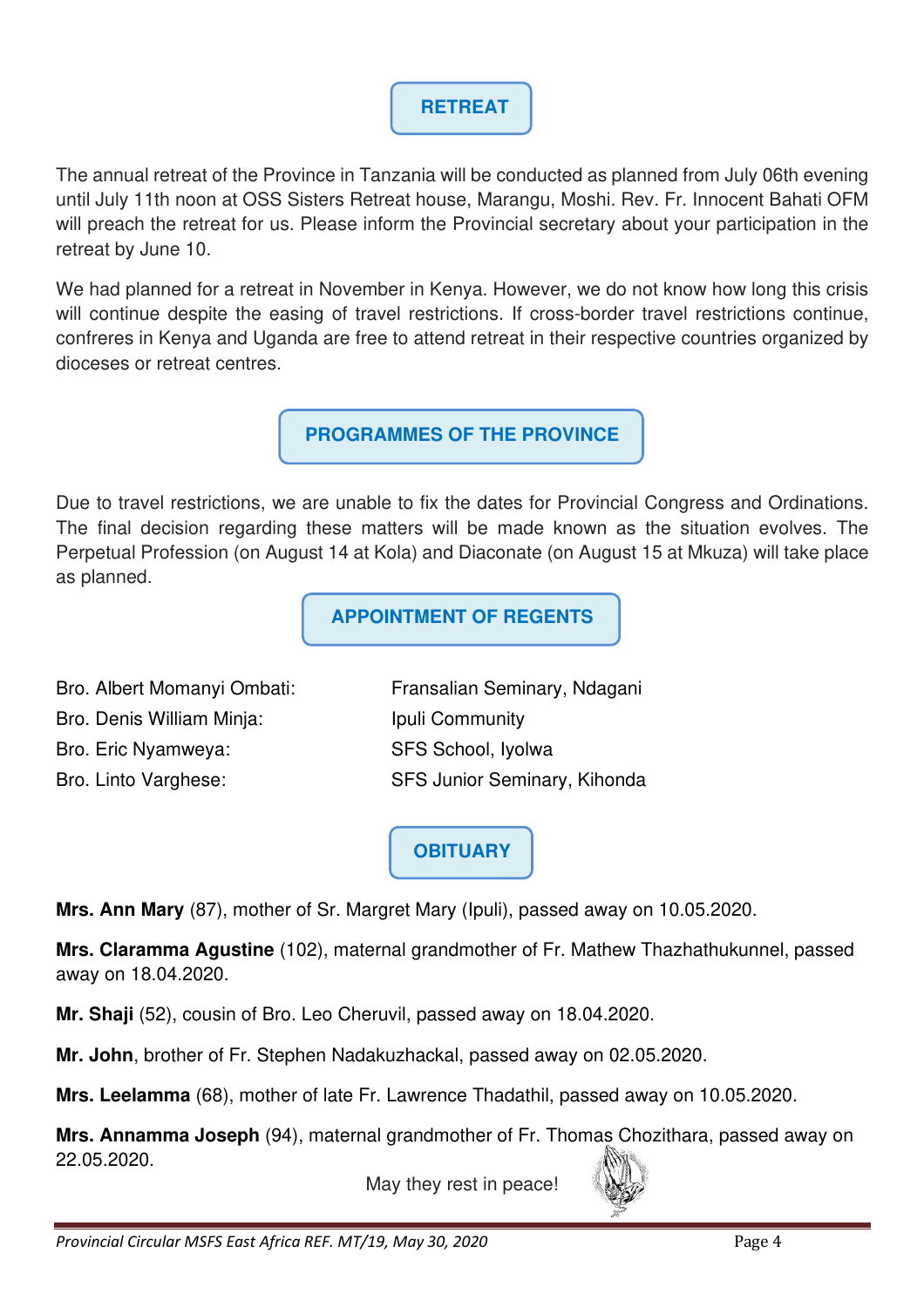## RETREAT

The annual retreat of the Province in Tanzania will be conducted as planned from July 06th evening until July 11th noon at OSS Sisters Retreat house, Marangu, Moshi. Rev. Fr. Innocent Bahati OFM will preach the retreat for us. Please inform the Provincial secretary about your participation in the retreat by June 10.

We had planned for a retreat in November in Kenya. However, we do not know how long this crisis will continue despite the easing of travel restrictions. If cross-border travel restrictions continue, confreres in Kenya and Uganda are free to attend retreat in their respective countries organized by dioceses or retreat centres.

## PROGRAMMES OF THE PROVINCE

Due to travel restrictions, we are unable to fix the dates for Provincial Congress and Ordinations. The final decision regarding these matters will be made known as the situation evolves. The Perpetual Profession (on August 14 at Kola) and Diaconate (on August 15 at Mkuza) will take place as planned.

## APPOINTMENT OF REGENTS

| | |
|---|---|
| Bro. Albert Momanyi Ombati: | Fransalian Seminary, Ndagani |
| Bro. Denis William Minja: | Ipuli Community |
| Bro. Eric Nyamweya: | SFS School, Iyolwa |
| Bro. Linto Varghese: | SFS Junior Seminary, Kihonda |

## OBITUARY

**Mrs. Ann Mary** (87), mother of Sr. Margret Mary (Ipuli), passed away on 10.05.2020.

**Mrs. Claramma Agustine** (102), maternal grandmother of Fr. Mathew Thazhathukunnel, passed away on 18.04.2020.

**Mr. Shaji** (52), cousin of Bro. Leo Cheruvil, passed away on 18.04.2020.

**Mr. John**, brother of Fr. Stephen Nadakuzhackal, passed away on 02.05.2020.

**Mrs. Leelamma** (68), mother of late Fr. Lawrence Thadathil, passed away on 10.05.2020.

**Mrs. Annamma Joseph** (94), maternal grandmother of Fr. Thomas Chozithara, passed away on 22.05.2020.

May they rest in peace!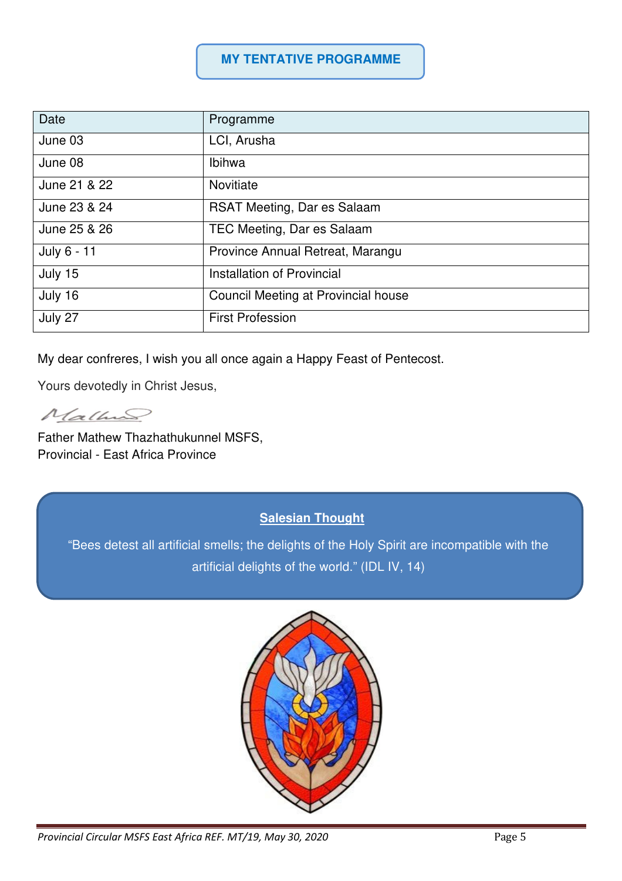## MY TENTATIVE PROGRAMME

| Date | Programme |
|---|---|
| June 03 | LCI, Arusha |
| June 08 | Ibihwa |
| June 21 & 22 | Novitiate |
| June 23 & 24 | RSAT Meeting, Dar es Salaam |
| June 25 & 26 | TEC Meeting, Dar es Salaam |
| July 6 - 11 | Province Annual Retreat, Marangu |
| July 15 | Installation of Provincial |
| July 16 | Council Meeting at Provincial house |
| July 27 | First Profession |

My dear confreres, I wish you all once again a Happy Feast of Pentecost.

Yours devotedly in Christ Jesus,

Father Mathew Thazhathukunnel MSFS,
Provincial - East Africa Province

**Salesian Thought**

"Bees detest all artificial smells; the delights of the Holy Spirit are incompatible with the artificial delights of the world." (IDL IV, 14)